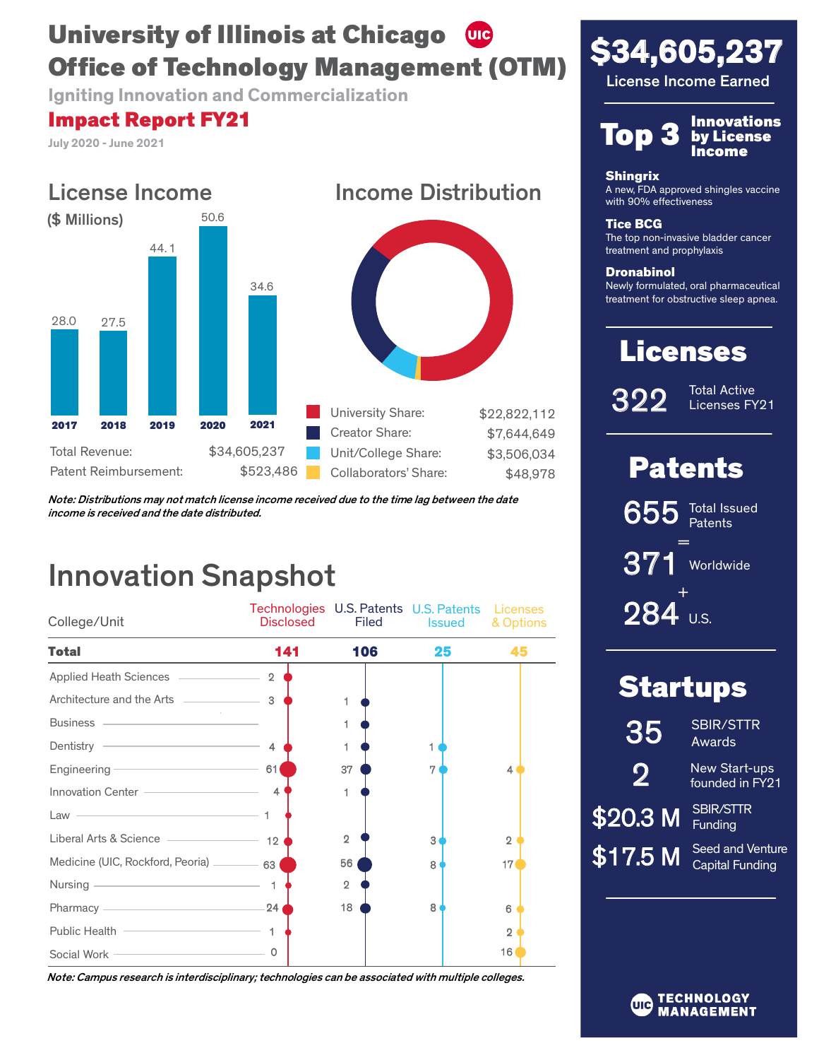# University of Illinois at Chicago Office of Technology Management (OTM)

### Igniting Innovation and Commercialization

## Impact Report FY21

July 2020 - June 2021

## License Income

($ Millions)

| Year | License Income ($ Millions) |
|---|---|
| 2017 | 28.0 |
| 2018 | 27.5 |
| 2019 | 44.1 |
| 2020 | 50.6 |
| 2021 | 34.6 |

| | |
|---|---|
| Total Revenue: | $34,605,237 |
| Patent Reimbursement: | $523,486 |

## Income Distribution

| | |
|---|---|
| University Share: | $22,822,112 |
| Creator Share: | $7,644,649 |
| Unit/College Share: | $3,506,034 |
| Collaborators' Share: | $48,978 |

*Note: Distributions may not match license income received due to the time lag between the date income is received and the date distributed.*

## Innovation Snapshot

| College/Unit | Technologies Disclosed | U.S. Patents Filed | U.S. Patents Issued | Licenses & Options |
|---|---|---|---|---|
| **Total** | **141** | **106** | **25** | **45** |
| Applied Heath Sciences | 2 | | | |
| Architecture and the Arts | 3 | 1 | | |
| Business | | 1 | | |
| Dentistry | 4 | 1 | 1 | |
| Engineering | 61 | 37 | 7 | 4 |
| Innovation Center | 4 | 1 | | |
| Law | 1 | | | |
| Liberal Arts & Science | 12 | 2 | 3 | 2 |
| Medicine (UIC, Rockford, Peoria) | 63 | 56 | 8 | 17 |
| Nursing | 1 | 2 | | |
| Pharmacy | 24 | 18 | 8 | 6 |
| Public Health | 1 | | | 2 |
| Social Work | 0 | | | 16 |

*Note: Campus research is interdisciplinary; technologies can be associated with multiple colleges.*

## $34,605,237

License Income Earned

## Top 3 Innovations by License Income

**Shingrix**
A new, FDA approved shingles vaccine with 90% effectiveness

**Tice BCG**
The top non-invasive bladder cancer treatment and prophylaxis

**Dronabinol**
Newly formulated, oral pharmaceutical treatment for obstructive sleep apnea.

## Licenses

**322** Total Active Licenses FY21

## Patents

**655** Total Issued Patents
=
**371** Worldwide
+
**284** U.S.

## Startups

**35** SBIR/STTR Awards

**2** New Start-ups founded in FY21

**$20.3 M** SBIR/STTR Funding

**$17.5 M** Seed and Venture Capital Funding

UIC TECHNOLOGY MANAGEMENT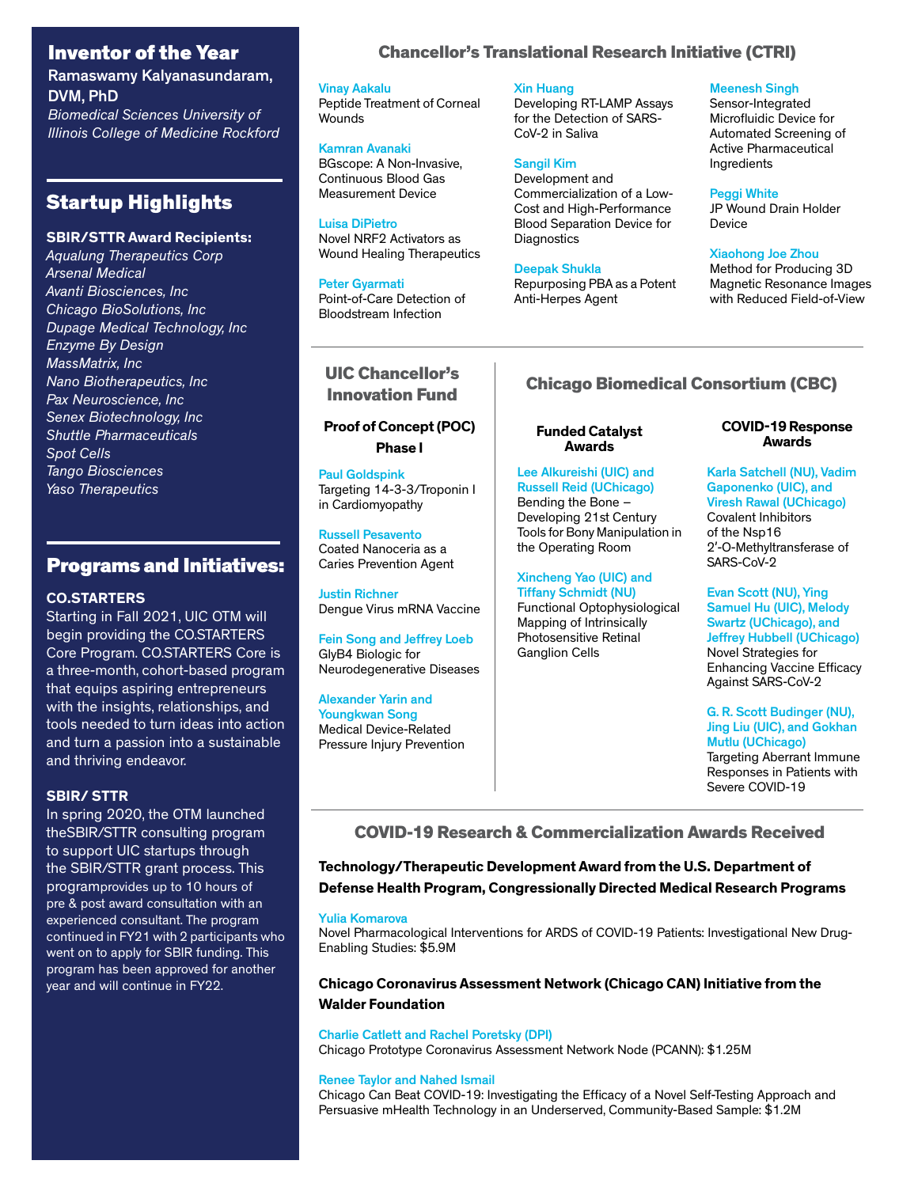## Inventor of the Year

**Ramaswamy Kalyanasundaram, DVM, PhD**

*Biomedical Sciences University of Illinois College of Medicine Rockford*

## Startup Highlights

**SBIR/STTR Award Recipients:**

*Aqualung Therapeutics Corp*
*Arsenal Medical*
*Avanti Biosciences, Inc*
*Chicago BioSolutions, Inc*
*Dupage Medical Technology, Inc*
*Enzyme By Design*
*MassMatrix, Inc*
*Nano Biotherapeutics, Inc*
*Pax Neuroscience, Inc*
*Senex Biotechnology, Inc*
*Shuttle Pharmaceuticals*
*Spot Cells*
*Tango Biosciences*
*Yaso Therapeutics*

## Programs and Initiatives:

**CO.STARTERS**

Starting in Fall 2021, UIC OTM will begin providing the CO.STARTERS Core Program. CO.STARTERS Core is a three-month, cohort-based program that equips aspiring entrepreneurs with the insights, relationships, and tools needed to turn ideas into action and turn a passion into a sustainable and thriving endeavor.

**SBIR/ STTR**

In spring 2020, the OTM launched theSBIR/STTR consulting program to support UIC startups through the SBIR/STTR grant process. This programprovides up to 10 hours of pre & post award consultation with an experienced consultant. The program continued in FY21 with 2 participants who went on to apply for SBIR funding. This program has been approved for another year and will continue in FY22.

## Chancellor's Translational Research Initiative (CTRI)

**Vinay Aakalu**
Peptide Treatment of Corneal Wounds

**Kamran Avanaki**
BGscope: A Non-Invasive, Continuous Blood Gas Measurement Device

**Luisa DiPietro**
Novel NRF2 Activators as Wound Healing Therapeutics

**Peter Gyarmati**
Point-of-Care Detection of Bloodstream Infection

**Xin Huang**
Developing RT-LAMP Assays for the Detection of SARS-CoV-2 in Saliva

**Sangil Kim**
Development and Commercialization of a Low-Cost and High-Performance Blood Separation Device for Diagnostics

**Deepak Shukla**
Repurposing PBA as a Potent Anti-Herpes Agent

**Meenesh Singh**
Sensor-Integrated Microfluidic Device for Automated Screening of Active Pharmaceutical Ingredients

**Peggi White**
JP Wound Drain Holder Device

**Xiaohong Joe Zhou**
Method for Producing 3D Magnetic Resonance Images with Reduced Field-of-View

## UIC Chancellor's Innovation Fund

### Proof of Concept (POC) Phase I

**Paul Goldspink**
Targeting 14-3-3/Troponin I in Cardiomyopathy

**Russell Pesavento**
Coated Nanoceria as a Caries Prevention Agent

**Justin Richner**
Dengue Virus mRNA Vaccine

**Fein Song and Jeffrey Loeb**
GlyB4 Biologic for Neurodegenerative Diseases

**Alexander Yarin and Youngkwan Song**
Medical Device-Related Pressure Injury Prevention

## Chicago Biomedical Consortium (CBC)

### Funded Catalyst Awards

**Lee Alkureishi (UIC) and Russell Reid (UChicago)**
Bending the Bone – Developing 21st Century Tools for Bony Manipulation in the Operating Room

**Xincheng Yao (UIC) and Tiffany Schmidt (NU)**
Functional Optophysiological Mapping of Intrinsically Photosensitive Retinal Ganglion Cells

### COVID-19 Response Awards

**Karla Satchell (NU), Vadim Gaponenko (UIC), and Viresh Rawal (UChicago)**
Covalent Inhibitors of the Nsp16 2′-O-Methyltransferase of SARS-CoV-2

**Evan Scott (NU), Ying Samuel Hu (UIC), Melody Swartz (UChicago), and Jeffrey Hubbell (UChicago)**
Novel Strategies for Enhancing Vaccine Efficacy Against SARS-CoV-2

**G. R. Scott Budinger (NU), Jing Liu (UIC), and Gokhan Mutlu (UChicago)**
Targeting Aberrant Immune Responses in Patients with Severe COVID-19

## COVID-19 Research & Commercialization Awards Received

**Technology/Therapeutic Development Award from the U.S. Department of Defense Health Program, Congressionally Directed Medical Research Programs**

**Yulia Komarova**
Novel Pharmacological Interventions for ARDS of COVID-19 Patients: Investigational New Drug-Enabling Studies: $5.9M

**Chicago Coronavirus Assessment Network (Chicago CAN) Initiative from the Walder Foundation**

**Charlie Catlett and Rachel Poretsky (DPI)**
Chicago Prototype Coronavirus Assessment Network Node (PCANN): $1.25M

**Renee Taylor and Nahed Ismail**
Chicago Can Beat COVID-19: Investigating the Efficacy of a Novel Self-Testing Approach and Persuasive mHealth Technology in an Underserved, Community-Based Sample: $1.2M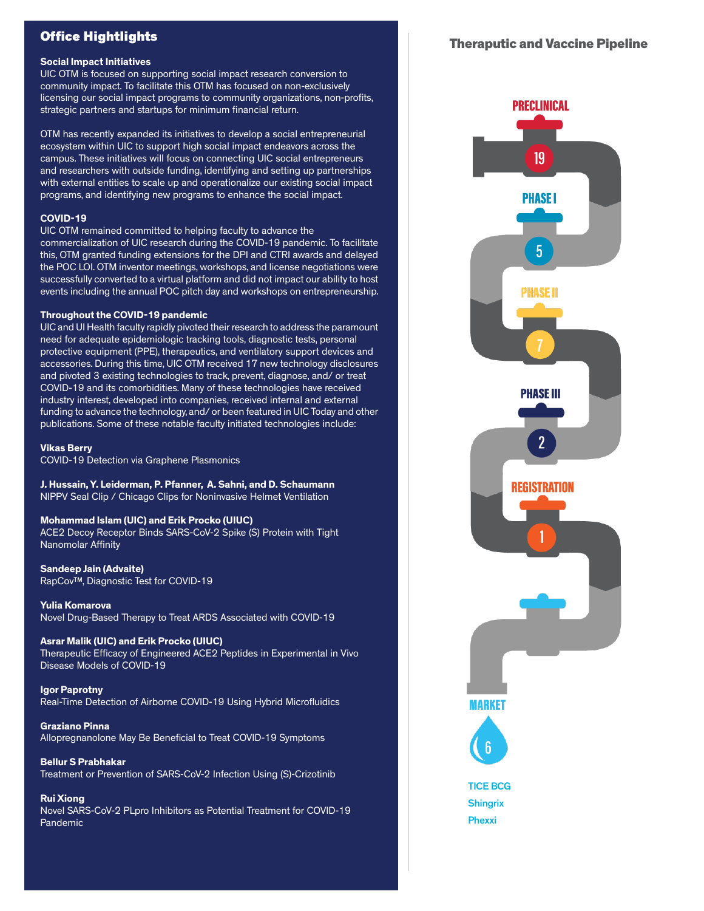## Office Hightlights

### Social Impact Initiatives

UIC OTM is focused on supporting social impact research conversion to community impact. To facilitate this OTM has focused on non-exclusively licensing our social impact programs to community organizations, non-profits, strategic partners and startups for minimum financial return.

OTM has recently expanded its initiatives to develop a social entrepreneurial ecosystem within UIC to support high social impact endeavors across the campus. These initiatives will focus on connecting UIC social entrepreneurs and researchers with outside funding, identifying and setting up partnerships with external entities to scale up and operationalize our existing social impact programs, and identifying new programs to enhance the social impact.

### COVID-19

UIC OTM remained committed to helping faculty to advance the commercialization of UIC research during the COVID-19 pandemic. To facilitate this, OTM granted funding extensions for the DPI and CTRI awards and delayed the POC LOI. OTM inventor meetings, workshops, and license negotiations were successfully converted to a virtual platform and did not impact our ability to host events including the annual POC pitch day and workshops on entrepreneurship.

### Throughout the COVID-19 pandemic

UIC and UI Health faculty rapidly pivoted their research to address the paramount need for adequate epidemiologic tracking tools, diagnostic tests, personal protective equipment (PPE), therapeutics, and ventilatory support devices and accessories. During this time, UIC OTM received 17 new technology disclosures and pivoted 3 existing technologies to track, prevent, diagnose, and/ or treat COVID-19 and its comorbidities. Many of these technologies have received industry interest, developed into companies, received internal and external funding to advance the technology, and/ or been featured in UIC Today and other publications. Some of these notable faculty initiated technologies include:

**Vikas Berry**
COVID-19 Detection via Graphene Plasmonics

**J. Hussain, Y. Leiderman, P. Pfanner, A. Sahni, and D. Schaumann**
NIPPV Seal Clip / Chicago Clips for Noninvasive Helmet Ventilation

**Mohammad Islam (UIC) and Erik Procko (UIUC)**
ACE2 Decoy Receptor Binds SARS-CoV-2 Spike (S) Protein with Tight Nanomolar Affinity

**Sandeep Jain (Advaite)**
RapCov™, Diagnostic Test for COVID-19

**Yulia Komarova**
Novel Drug-Based Therapy to Treat ARDS Associated with COVID-19

**Asrar Malik (UIC) and Erik Procko (UIUC)**
Therapeutic Efficacy of Engineered ACE2 Peptides in Experimental in Vivo Disease Models of COVID-19

**Igor Paprotny**
Real-Time Detection of Airborne COVID-19 Using Hybrid Microfluidics

**Graziano Pinna**
Allopregnanolone May Be Beneficial to Treat COVID-19 Symptoms

**Bellur S Prabhakar**
Treatment or Prevention of SARS-CoV-2 Infection Using (S)-Crizotinib

**Rui Xiong**
Novel SARS-CoV-2 PLpro Inhibitors as Potential Treatment for COVID-19 Pandemic

## Theraputic and Vaccine Pipeline

PRECLINICAL
19

PHASE I
5

PHASE II
7

PHASE III
2

REGISTRATION
1

MARKET
6

TICE BCG
Shingrix
Phexxi